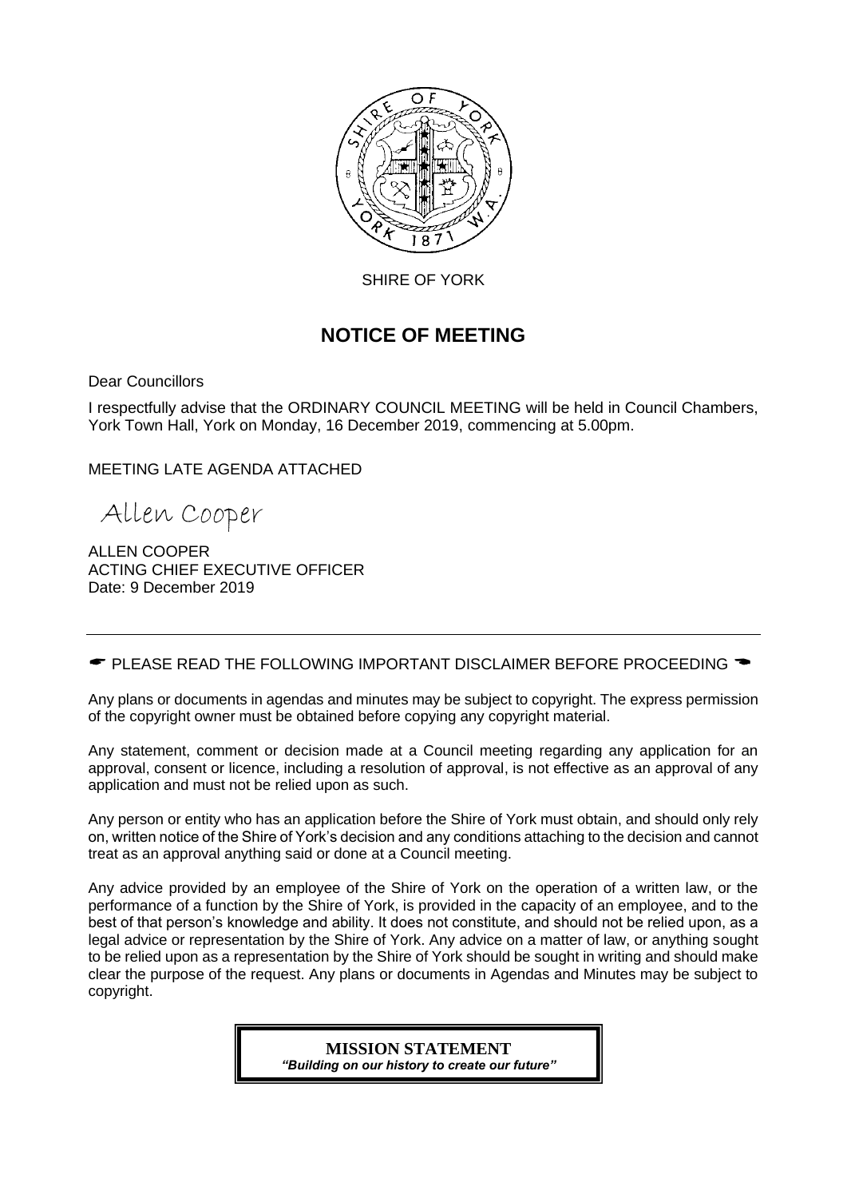SHIRE OF YORK

# NOTICE OF MEETING

Dear Councillors

I respectfully advise that the ORDINARY COUNCIL MEETING will be held in Council Chambers, York Town Hall, York on Monday, 16 December 2019, commencing at 5.00pm.

MEETING LATE AGENDA ATTACHED

Allen Cooper

ALLEN COOPER
ACTING CHIEF EXECUTIVE OFFICER
Date: 9 December 2019

---

☛ PLEASE READ THE FOLLOWING IMPORTANT DISCLAIMER BEFORE PROCEEDING ☚

Any plans or documents in agendas and minutes may be subject to copyright. The express permission of the copyright owner must be obtained before copying any copyright material.

Any statement, comment or decision made at a Council meeting regarding any application for an approval, consent or licence, including a resolution of approval, is not effective as an approval of any application and must not be relied upon as such.

Any person or entity who has an application before the Shire of York must obtain, and should only rely on, written notice of the Shire of York's decision and any conditions attaching to the decision and cannot treat as an approval anything said or done at a Council meeting.

Any advice provided by an employee of the Shire of York on the operation of a written law, or the performance of a function by the Shire of York, is provided in the capacity of an employee, and to the best of that person's knowledge and ability. It does not constitute, and should not be relied upon, as a legal advice or representation by the Shire of York. Any advice on a matter of law, or anything sought to be relied upon as a representation by the Shire of York should be sought in writing and should make clear the purpose of the request. Any plans or documents in Agendas and Minutes may be subject to copyright.

**MISSION STATEMENT**
***"Building on our history to create our future"***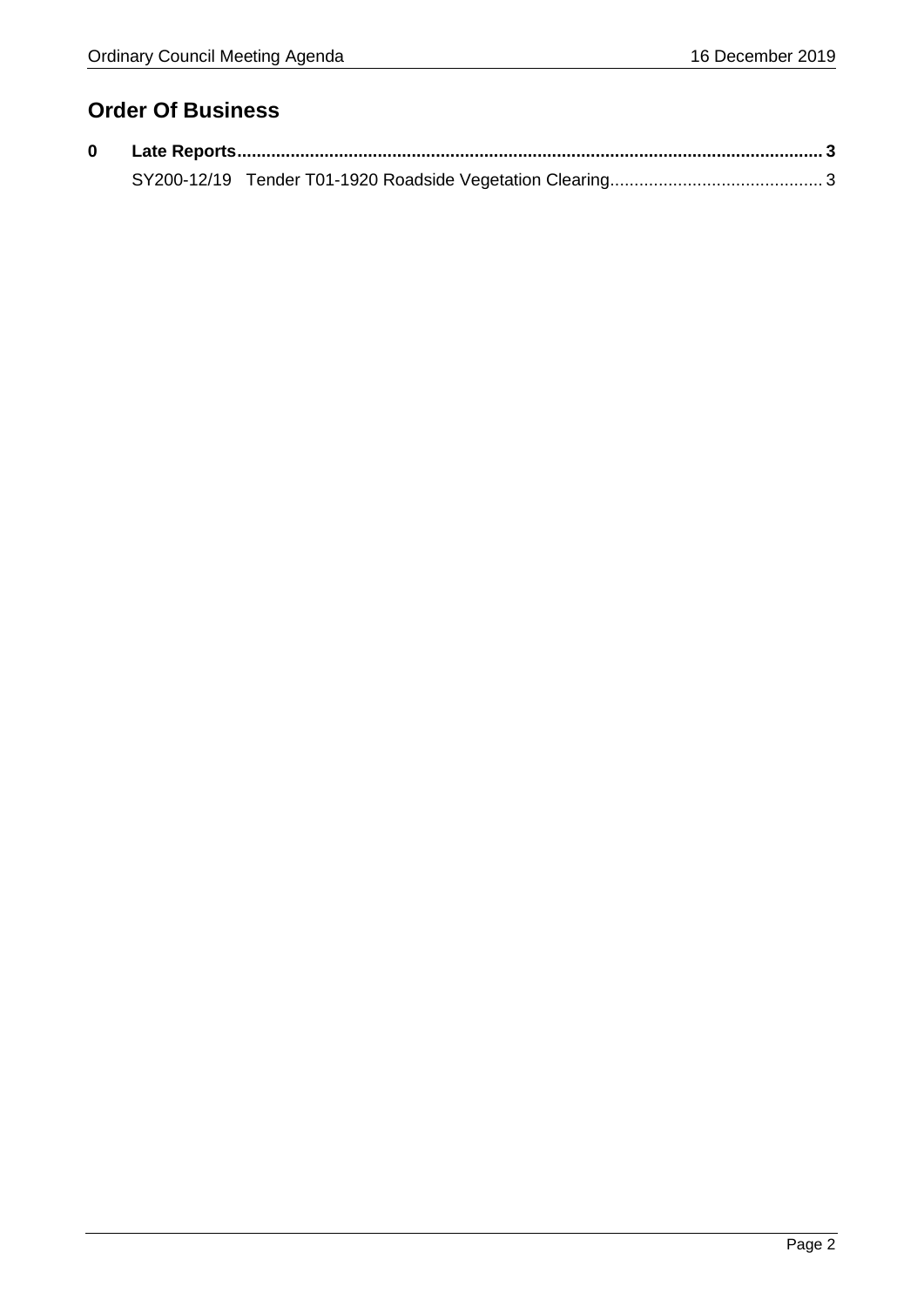## Order Of Business

**0 Late Reports ............................................................................................................................ 3**

SY200-12/19 Tender T01-1920 Roadside Vegetation Clearing ............................................ 3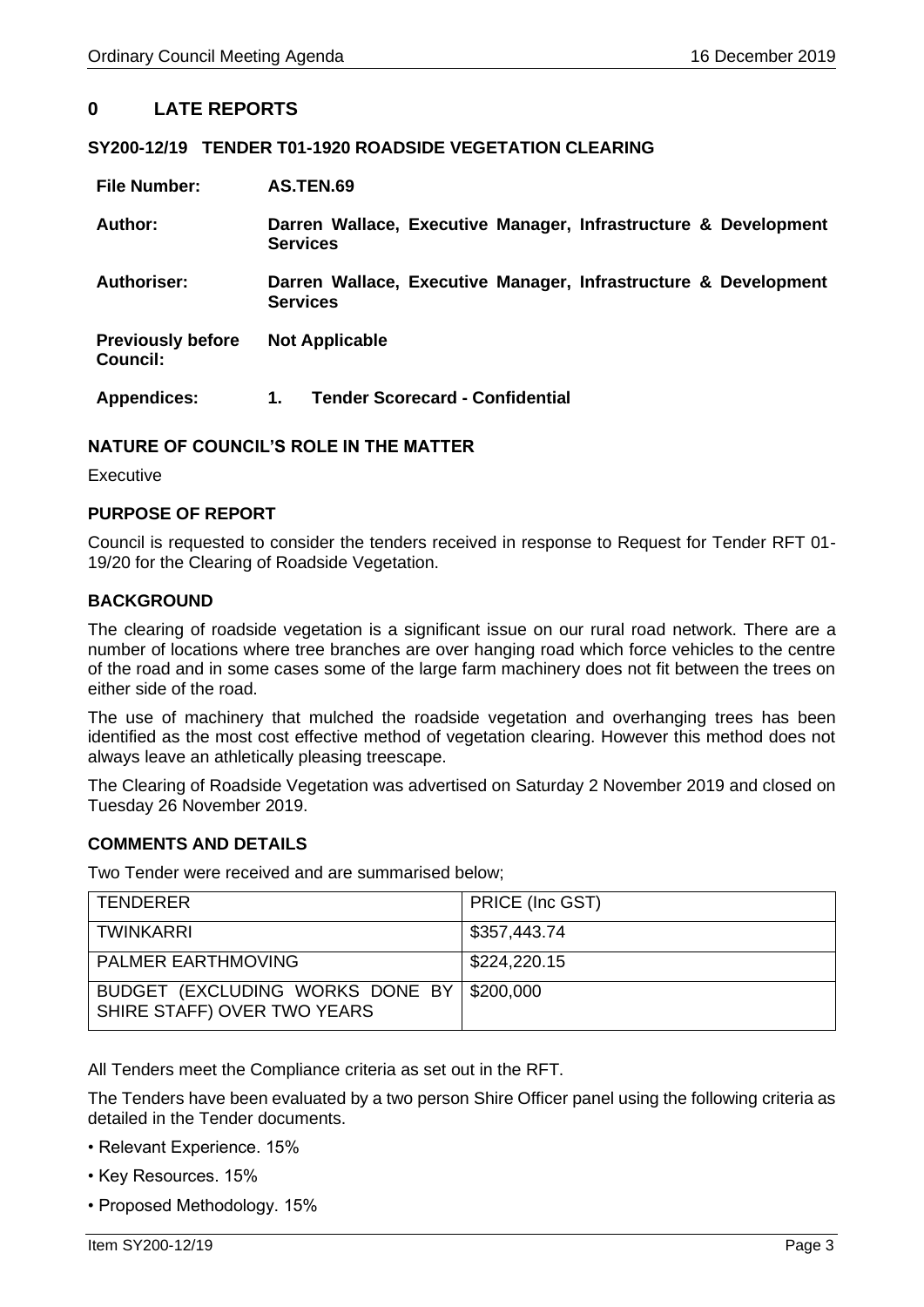# 0 LATE REPORTS

## SY200-12/19 TENDER T01-1920 ROADSIDE VEGETATION CLEARING

| | |
|---|---|
| **File Number:** | **AS.TEN.69** |
| **Author:** | **Darren Wallace, Executive Manager, Infrastructure & Development Services** |
| **Authoriser:** | **Darren Wallace, Executive Manager, Infrastructure & Development Services** |
| **Previously before Council:** | **Not Applicable** |
| **Appendices:** | **1. Tender Scorecard - Confidential** |

### NATURE OF COUNCIL'S ROLE IN THE MATTER

Executive

### PURPOSE OF REPORT

Council is requested to consider the tenders received in response to Request for Tender RFT 01-19/20 for the Clearing of Roadside Vegetation.

### BACKGROUND

The clearing of roadside vegetation is a significant issue on our rural road network. There are a number of locations where tree branches are over hanging road which force vehicles to the centre of the road and in some cases some of the large farm machinery does not fit between the trees on either side of the road.

The use of machinery that mulched the roadside vegetation and overhanging trees has been identified as the most cost effective method of vegetation clearing. However this method does not always leave an athletically pleasing treescape.

The Clearing of Roadside Vegetation was advertised on Saturday 2 November 2019 and closed on Tuesday 26 November 2019.

### COMMENTS AND DETAILS

Two Tender were received and are summarised below;

| TENDERER | PRICE (Inc GST) |
|---|---|
| TWINKARRI | $357,443.74 |
| PALMER EARTHMOVING | $224,220.15 |
| BUDGET (EXCLUDING WORKS DONE BY SHIRE STAFF) OVER TWO YEARS | $200,000 |

All Tenders meet the Compliance criteria as set out in the RFT.

The Tenders have been evaluated by a two person Shire Officer panel using the following criteria as detailed in the Tender documents.

- Relevant Experience. 15%
- Key Resources. 15%
- Proposed Methodology. 15%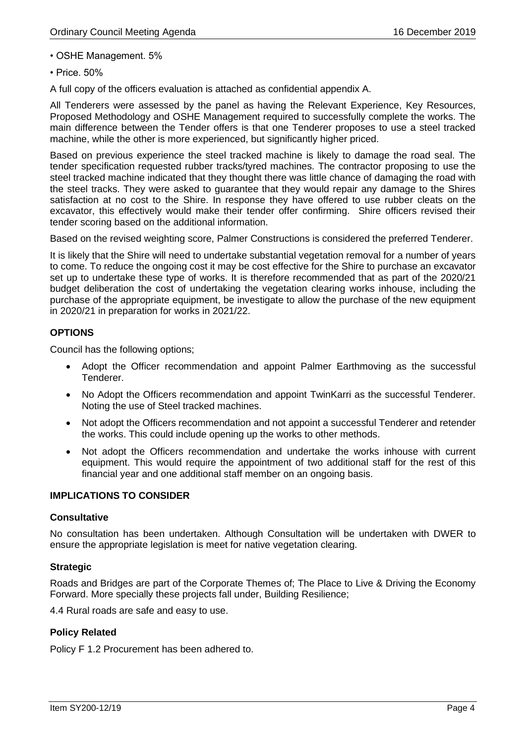- OSHE Management. 5%
- Price. 50%

A full copy of the officers evaluation is attached as confidential appendix A.

All Tenderers were assessed by the panel as having the Relevant Experience, Key Resources, Proposed Methodology and OSHE Management required to successfully complete the works. The main difference between the Tender offers is that one Tenderer proposes to use a steel tracked machine, while the other is more experienced, but significantly higher priced.

Based on previous experience the steel tracked machine is likely to damage the road seal. The tender specification requested rubber tracks/tyred machines. The contractor proposing to use the steel tracked machine indicated that they thought there was little chance of damaging the road with the steel tracks. They were asked to guarantee that they would repair any damage to the Shires satisfaction at no cost to the Shire. In response they have offered to use rubber cleats on the excavator, this effectively would make their tender offer confirming. Shire officers revised their tender scoring based on the additional information.

Based on the revised weighting score, Palmer Constructions is considered the preferred Tenderer.

It is likely that the Shire will need to undertake substantial vegetation removal for a number of years to come. To reduce the ongoing cost it may be cost effective for the Shire to purchase an excavator set up to undertake these type of works. It is therefore recommended that as part of the 2020/21 budget deliberation the cost of undertaking the vegetation clearing works inhouse, including the purchase of the appropriate equipment, be investigate to allow the purchase of the new equipment in 2020/21 in preparation for works in 2021/22.

## OPTIONS

Council has the following options;

- Adopt the Officer recommendation and appoint Palmer Earthmoving as the successful Tenderer.
- No Adopt the Officers recommendation and appoint TwinKarri as the successful Tenderer. Noting the use of Steel tracked machines.
- Not adopt the Officers recommendation and not appoint a successful Tenderer and retender the works. This could include opening up the works to other methods.
- Not adopt the Officers recommendation and undertake the works inhouse with current equipment. This would require the appointment of two additional staff for the rest of this financial year and one additional staff member on an ongoing basis.

## IMPLICATIONS TO CONSIDER

### Consultative

No consultation has been undertaken. Although Consultation will be undertaken with DWER to ensure the appropriate legislation is meet for native vegetation clearing.

### Strategic

Roads and Bridges are part of the Corporate Themes of; The Place to Live & Driving the Economy Forward. More specially these projects fall under, Building Resilience;

4.4 Rural roads are safe and easy to use.

### Policy Related

Policy F 1.2 Procurement has been adhered to.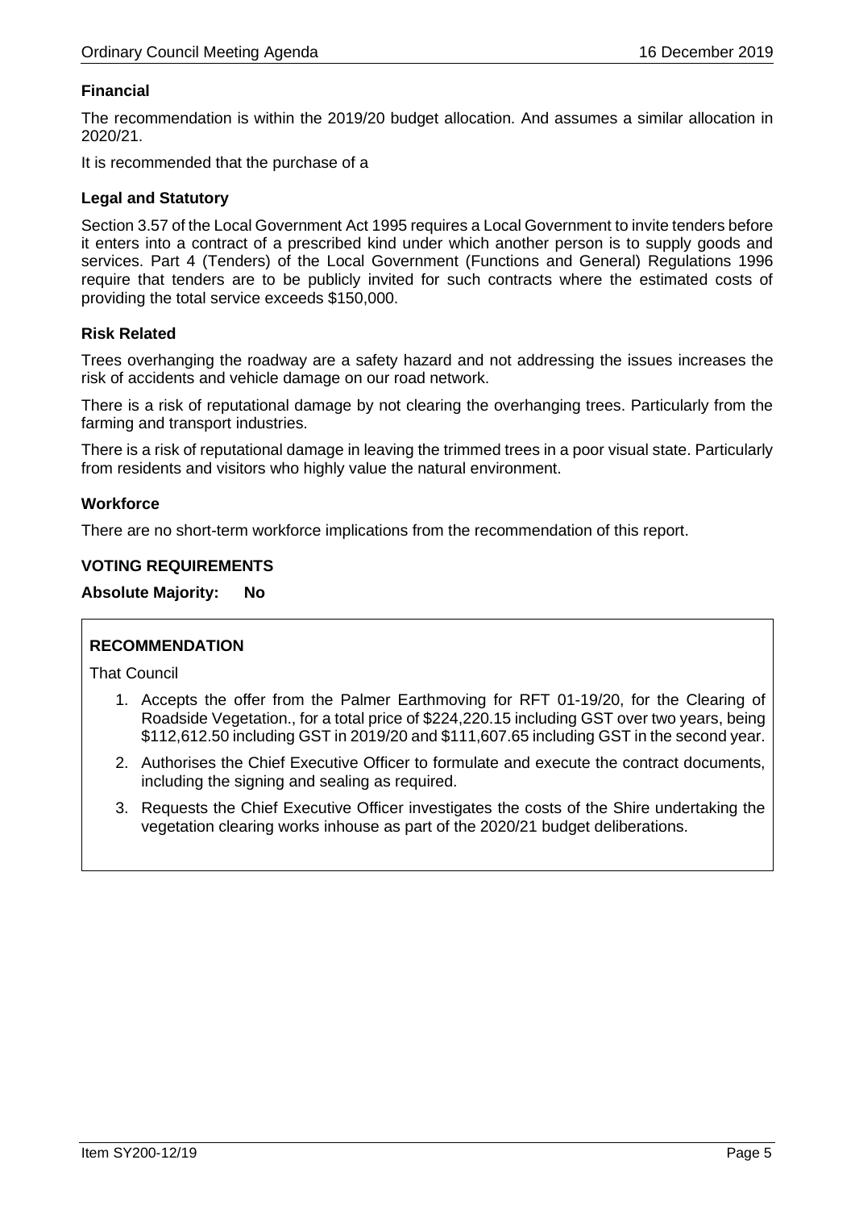**Financial**

The recommendation is within the 2019/20 budget allocation. And assumes a similar allocation in 2020/21.

It is recommended that the purchase of a

**Legal and Statutory**

Section 3.57 of the Local Government Act 1995 requires a Local Government to invite tenders before it enters into a contract of a prescribed kind under which another person is to supply goods and services. Part 4 (Tenders) of the Local Government (Functions and General) Regulations 1996 require that tenders are to be publicly invited for such contracts where the estimated costs of providing the total service exceeds $150,000.

**Risk Related**

Trees overhanging the roadway are a safety hazard and not addressing the issues increases the risk of accidents and vehicle damage on our road network.

There is a risk of reputational damage by not clearing the overhanging trees. Particularly from the farming and transport industries.

There is a risk of reputational damage in leaving the trimmed trees in a poor visual state. Particularly from residents and visitors who highly value the natural environment.

**Workforce**

There are no short-term workforce implications from the recommendation of this report.

**VOTING REQUIREMENTS**

**Absolute Majority: No**

**RECOMMENDATION**

That Council

1. Accepts the offer from the Palmer Earthmoving for RFT 01-19/20, for the Clearing of Roadside Vegetation., for a total price of $224,220.15 including GST over two years, being $112,612.50 including GST in 2019/20 and $111,607.65 including GST in the second year.
2. Authorises the Chief Executive Officer to formulate and execute the contract documents, including the signing and sealing as required.
3. Requests the Chief Executive Officer investigates the costs of the Shire undertaking the vegetation clearing works inhouse as part of the 2020/21 budget deliberations.